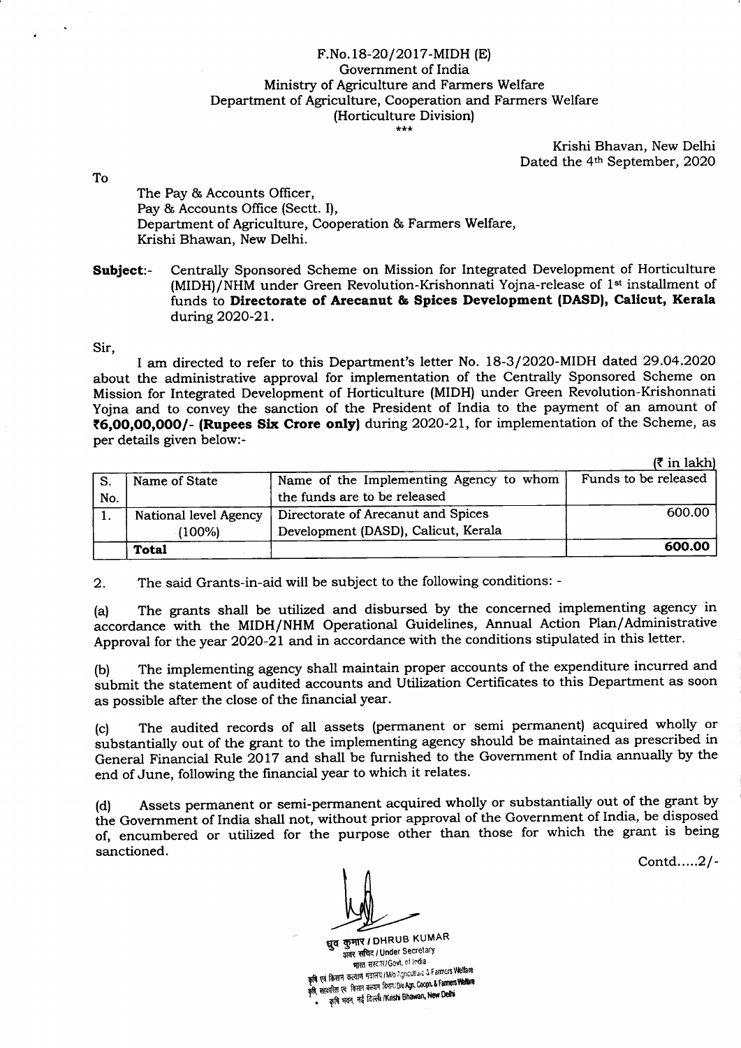F.No.18-20/2017-MIDH (E)
Government of India
Ministry of Agriculture and Farmers Welfare
Department of Agriculture, Cooperation and Farmers Welfare
(Horticulture Division)
***

Krishi Bhavan, New Delhi
Dated the 4th September, 2020

To

The Pay & Accounts Officer,
Pay & Accounts Office (Sectt. I),
Department of Agriculture, Cooperation & Farmers Welfare,
Krishi Bhawan, New Delhi.

**Subject**:- Centrally Sponsored Scheme on Mission for Integrated Development of Horticulture (MIDH)/NHM under Green Revolution-Krishonnati Yojna-release of 1st installment of funds to **Directorate of Arecanut & Spices Development (DASD), Calicut, Kerala** during 2020-21.

Sir,

I am directed to refer to this Department's letter No. 18-3/2020-MIDH dated 29.04.2020 about the administrative approval for implementation of the Centrally Sponsored Scheme on Mission for Integrated Development of Horticulture (MIDH) under Green Revolution-Krishonnati Yojna and to convey the sanction of the President of India to the payment of an amount of **₹6,00,00,000/- (Rupees Six Crore only)** during 2020-21, for implementation of the Scheme, as per details given below:-

(₹ in lakh)

| S. No. | Name of State | Name of the Implementing Agency to whom the funds are to be released | Funds to be released |
|---|---|---|---|
| 1. | National level Agency (100%) | Directorate of Arecanut and Spices Development (DASD), Calicut, Kerala | 600.00 |
| | **Total** | | **600.00** |

2. The said Grants-in-aid will be subject to the following conditions: -

(a) The grants shall be utilized and disbursed by the concerned implementing agency in accordance with the MIDH/NHM Operational Guidelines, Annual Action Plan/Administrative Approval for the year 2020-21 and in accordance with the conditions stipulated in this letter.

(b) The implementing agency shall maintain proper accounts of the expenditure incurred and submit the statement of audited accounts and Utilization Certificates to this Department as soon as possible after the close of the financial year.

(c) The audited records of all assets (permanent or semi permanent) acquired wholly or substantially out of the grant to the implementing agency should be maintained as prescribed in General Financial Rule 2017 and shall be furnished to the Government of India annually by the end of June, following the financial year to which it relates.

(d) Assets permanent or semi-permanent acquired wholly or substantially out of the grant by the Government of India shall not, without prior approval of the Government of India, be disposed of, encumbered or utilized for the purpose other than those for which the grant is being sanctioned.

Contd.....2/-

ध्रुव कुमार / DHRUB KUMAR
अवर सचिव / Under Secretary
भारत सरकार/Govt. of India
कृषि एवं किसान कल्याण मंत्रालय / M/o Agriculture & Farmers Welfare
कृषि, सहकारिता एवं किसान कल्याण विभाग / D/o Agri. Coopn. & Farmers Welfare
कृषि भवन, नई दिल्ली / Krishi Bhawan, New Delhi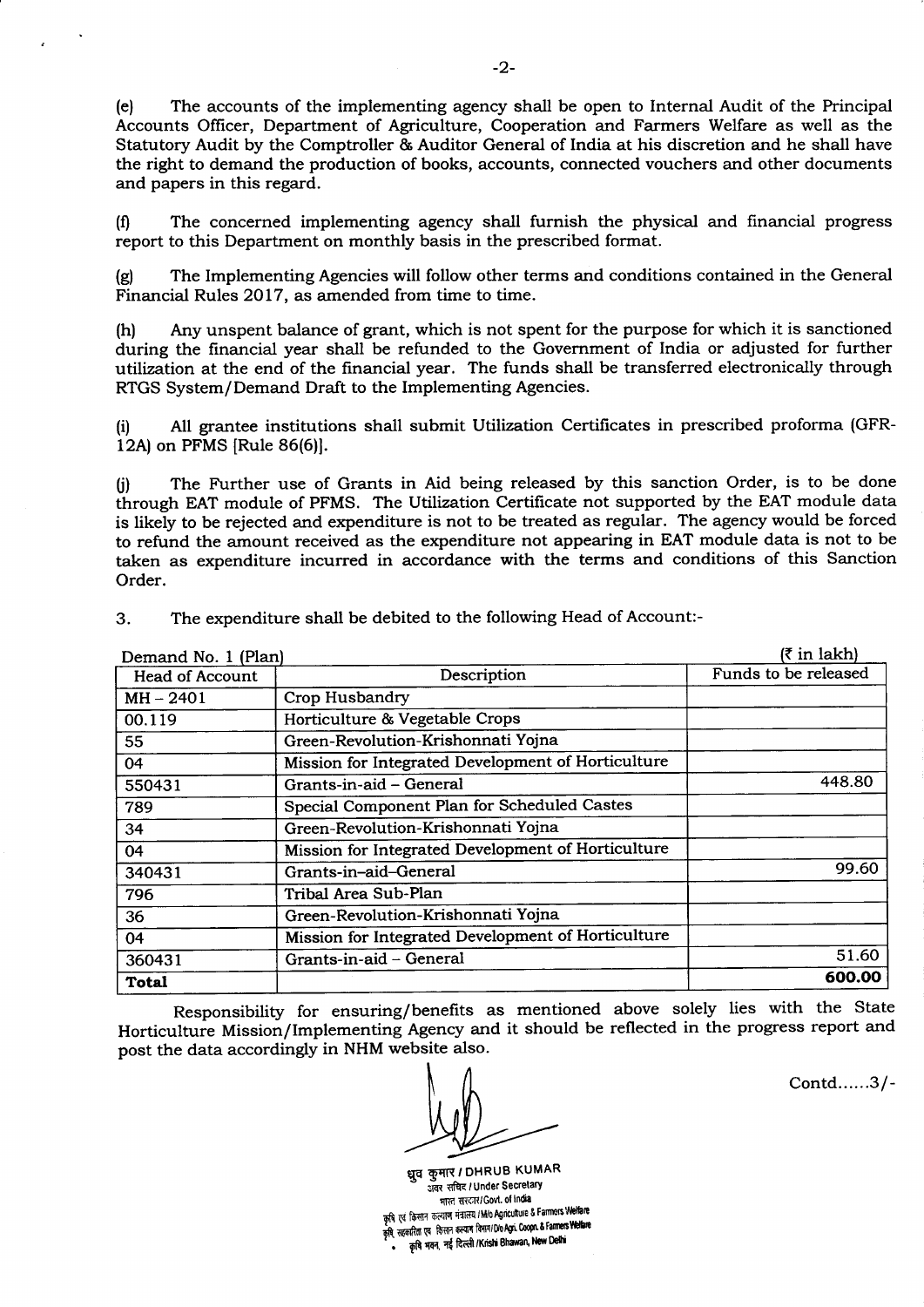(e) The accounts of the implementing agency shall be open to Internal Audit of the Principal Accounts Officer, Department of Agriculture, Cooperation and Farmers Welfare as well as the Statutory Audit by the Comptroller & Auditor General of India at his discretion and he shall have the right to demand the production of books, accounts, connected vouchers and other documents and papers in this regard.

(f) The concerned implementing agency shall furnish the physical and financial progress report to this Department on monthly basis in the prescribed format.

(g) The Implementing Agencies will follow other terms and conditions contained in the General Financial Rules 2017, as amended from time to time.

(h) Any unspent balance of grant, which is not spent for the purpose for which it is sanctioned during the financial year shall be refunded to the Government of India or adjusted for further utilization at the end of the financial year. The funds shall be transferred electronically through RTGS System/Demand Draft to the Implementing Agencies.

(i) All grantee institutions shall submit Utilization Certificates in prescribed proforma (GFR-12A) on PFMS [Rule 86(6)].

(j) The Further use of Grants in Aid being released by this sanction Order, is to be done through EAT module of PFMS. The Utilization Certificate not supported by the EAT module data is likely to be rejected and expenditure is not to be treated as regular. The agency would be forced to refund the amount received as the expenditure not appearing in EAT module data is not to be taken as expenditure incurred in accordance with the terms and conditions of this Sanction Order.

3. The expenditure shall be debited to the following Head of Account:-

Demand No. 1 (Plan) (₹ in lakh)

| Head of Account | Description | Funds to be released |
|---|---|---|
| MH – 2401 | Crop Husbandry | |
| 00.119 | Horticulture & Vegetable Crops | |
| 55 | Green-Revolution-Krishonnati Yojna | |
| 04 | Mission for Integrated Development of Horticulture | |
| 550431 | Grants-in-aid – General | 448.80 |
| 789 | Special Component Plan for Scheduled Castes | |
| 34 | Green-Revolution-Krishonnati Yojna | |
| 04 | Mission for Integrated Development of Horticulture | |
| 340431 | Grants-in-aid–General | 99.60 |
| 796 | Tribal Area Sub-Plan | |
| 36 | Green-Revolution-Krishonnati Yojna | |
| 04 | Mission for Integrated Development of Horticulture | |
| 360431 | Grants-in-aid – General | 51.60 |
| **Total** | | **600.00** |

Responsibility for ensuring/benefits as mentioned above solely lies with the State Horticulture Mission/Implementing Agency and it should be reflected in the progress report and post the data accordingly in NHM website also.

Contd......3/-

ध्रुव कुमार / DHRUB KUMAR
अवर सचिव / Under Secretary
भारत सरकार/Govt. of India
कृषि एवं किसान कल्याण मंत्रालय / M/o Agriculture & Farmers Welfare
कृषि, सहकारिता एवं किसान कल्याण विभाग/ D/o Agri. Coopn. & Farmers Welfare
कृषि भवन, नई दिल्ली / Krishi Bhawan, New Delhi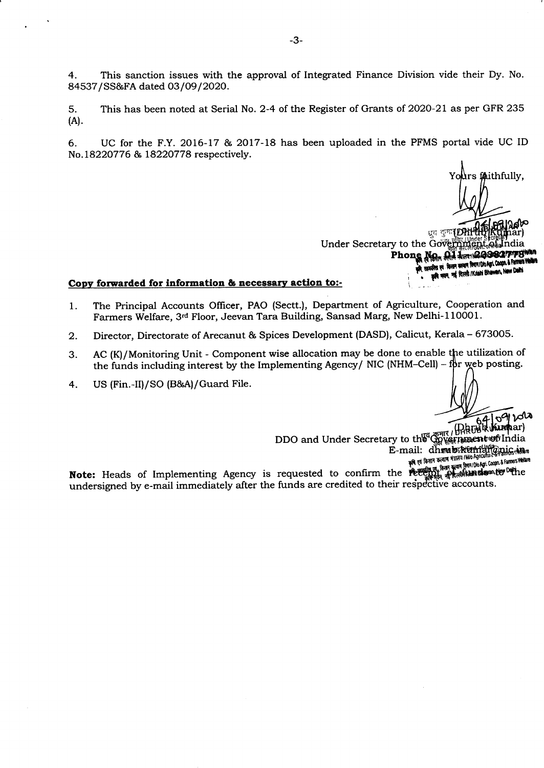4. This sanction issues with the approval of Integrated Finance Division vide their Dy. No. 84537/SS&FA dated 03/09/2020.

5. This has been noted at Serial No. 2-4 of the Register of Grants of 2020-21 as per GFR 235 (A).

6. UC for the F.Y. 2016-17 & 2017-18 has been uploaded in the PFMS portal vide UC ID No.18220776 & 18220778 respectively.

Yours faithfully,

04/09/2020

(Dhruv Kumar)

Under Secretary to the Government of India

Phone No. 011-23382778

**Copy forwarded for information & necessary action to:-**

1. The Principal Accounts Officer, PAO (Sectt.), Department of Agriculture, Cooperation and Farmers Welfare, 3rd Floor, Jeevan Tara Building, Sansad Marg, New Delhi-110001.
2. Director, Directorate of Arecanut & Spices Development (DASD), Calicut, Kerala – 673005.
3. AC (K)/Monitoring Unit - Component wise allocation may be done to enable the utilization of the funds including interest by the Implementing Agency/ NIC (NHM–Cell) – for web posting.
4. US (Fin.-II)/SO (B&A)/Guard File.

04/09/2020

(Dhruv Kumar)

DDO and Under Secretary to the Government of India

E-mail: dhruv.kumar@nic.in

**Note:** Heads of Implementing Agency is requested to confirm the receipt of funds to the undersigned by e-mail immediately after the funds are credited to their respective accounts.